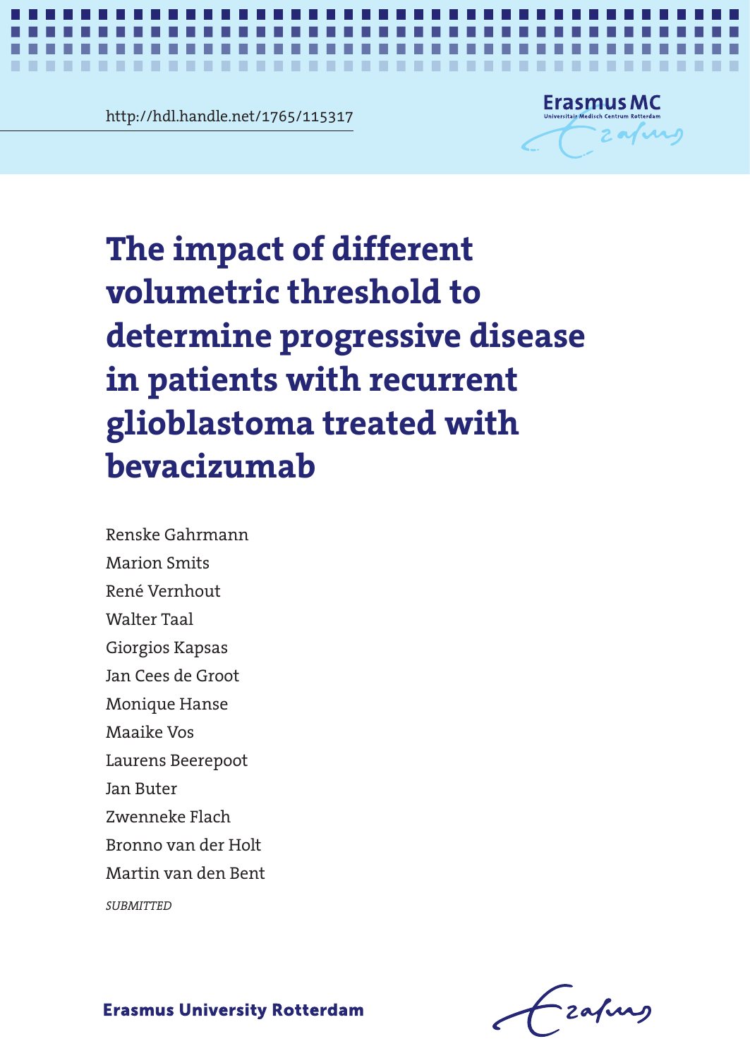http://hdl.handle.net/1765/115317

# The impact of different volumetric threshold to determine progressive disease in patients with recurrent glioblastoma treated with bevacizumab

Renske Gahrmann
Marion Smits
René Vernhout
Walter Taal
Giorgios Kapsas
Jan Cees de Groot
Monique Hanse
Maaike Vos
Laurens Beerepoot
Jan Buter
Zwenneke Flach
Bronno van der Holt
Martin van den Bent

*SUBMITTED*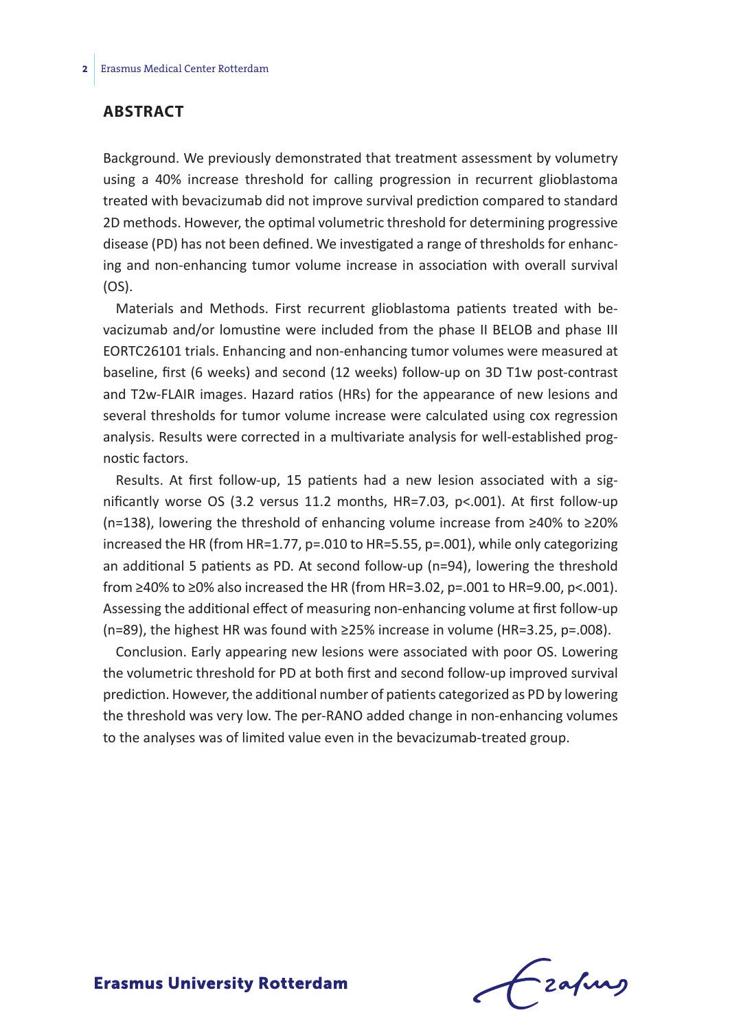## ABSTRACT

Background. We previously demonstrated that treatment assessment by volumetry using a 40% increase threshold for calling progression in recurrent glioblastoma treated with bevacizumab did not improve survival prediction compared to standard 2D methods. However, the optimal volumetric threshold for determining progressive disease (PD) has not been defined. We investigated a range of thresholds for enhancing and non-enhancing tumor volume increase in association with overall survival (OS).

Materials and Methods. First recurrent glioblastoma patients treated with bevacizumab and/or lomustine were included from the phase II BELOB and phase III EORTC26101 trials. Enhancing and non-enhancing tumor volumes were measured at baseline, first (6 weeks) and second (12 weeks) follow-up on 3D T1w post-contrast and T2w-FLAIR images. Hazard ratios (HRs) for the appearance of new lesions and several thresholds for tumor volume increase were calculated using cox regression analysis. Results were corrected in a multivariate analysis for well-established prognostic factors.

Results. At first follow-up, 15 patients had a new lesion associated with a significantly worse OS (3.2 versus 11.2 months, HR=7.03, $p<.001$). At first follow-up (n=138), lowering the threshold of enhancing volume increase from ≥40% to ≥20% increased the HR (from HR=1.77, $p=.010$ to HR=5.55, $p=.001$), while only categorizing an additional 5 patients as PD. At second follow-up (n=94), lowering the threshold from ≥40% to ≥0% also increased the HR (from HR=3.02, $p=.001$ to HR=9.00, $p<.001$). Assessing the additional effect of measuring non-enhancing volume at first follow-up (n=89), the highest HR was found with ≥25% increase in volume (HR=3.25, $p=.008$).

Conclusion. Early appearing new lesions were associated with poor OS. Lowering the volumetric threshold for PD at both first and second follow-up improved survival prediction. However, the additional number of patients categorized as PD by lowering the threshold was very low. The per-RANO added change in non-enhancing volumes to the analyses was of limited value even in the bevacizumab-treated group.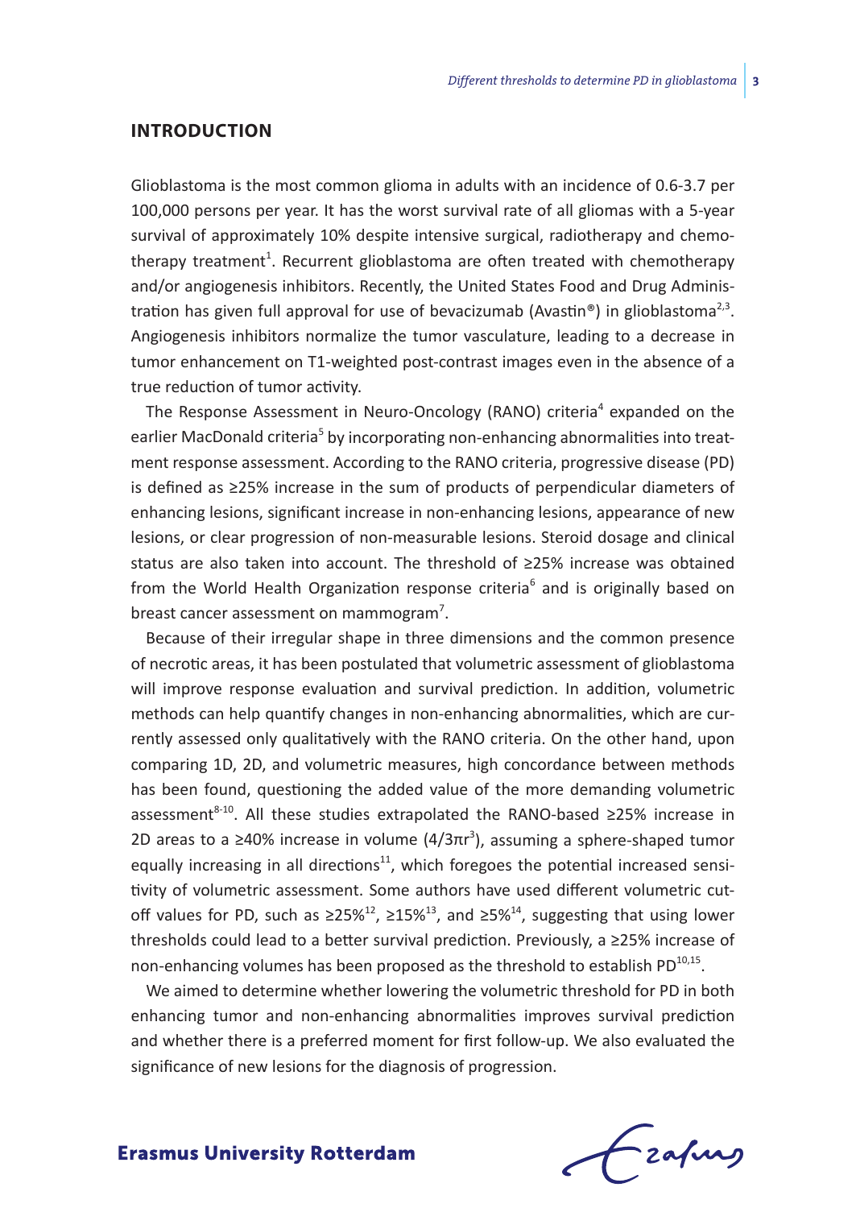## INTRODUCTION

Glioblastoma is the most common glioma in adults with an incidence of 0.6-3.7 per 100,000 persons per year. It has the worst survival rate of all gliomas with a 5-year survival of approximately 10% despite intensive surgical, radiotherapy and chemotherapy treatment[1]. Recurrent glioblastoma are often treated with chemotherapy and/or angiogenesis inhibitors. Recently, the United States Food and Drug Administration has given full approval for use of bevacizumab (Avastin®) in glioblastoma[2,3]. Angiogenesis inhibitors normalize the tumor vasculature, leading to a decrease in tumor enhancement on T1-weighted post-contrast images even in the absence of a true reduction of tumor activity.

The Response Assessment in Neuro-Oncology (RANO) criteria[4] expanded on the earlier MacDonald criteria[5] by incorporating non-enhancing abnormalities into treatment response assessment. According to the RANO criteria, progressive disease (PD) is defined as ≥25% increase in the sum of products of perpendicular diameters of enhancing lesions, significant increase in non-enhancing lesions, appearance of new lesions, or clear progression of non-measurable lesions. Steroid dosage and clinical status are also taken into account. The threshold of ≥25% increase was obtained from the World Health Organization response criteria[6] and is originally based on breast cancer assessment on mammogram[7].

Because of their irregular shape in three dimensions and the common presence of necrotic areas, it has been postulated that volumetric assessment of glioblastoma will improve response evaluation and survival prediction. In addition, volumetric methods can help quantify changes in non-enhancing abnormalities, which are currently assessed only qualitatively with the RANO criteria. On the other hand, upon comparing 1D, 2D, and volumetric measures, high concordance between methods has been found, questioning the added value of the more demanding volumetric assessment[8-10]. All these studies extrapolated the RANO-based ≥25% increase in 2D areas to a ≥40% increase in volume ($4/3\pi r^3$), assuming a sphere-shaped tumor equally increasing in all directions[11], which foregoes the potential increased sensitivity of volumetric assessment. Some authors have used different volumetric cut-off values for PD, such as ≥25%[12], ≥15%[13], and ≥5%[14], suggesting that using lower thresholds could lead to a better survival prediction. Previously, a ≥25% increase of non-enhancing volumes has been proposed as the threshold to establish PD[10,15].

We aimed to determine whether lowering the volumetric threshold for PD in both enhancing tumor and non-enhancing abnormalities improves survival prediction and whether there is a preferred moment for first follow-up. We also evaluated the significance of new lesions for the diagnosis of progression.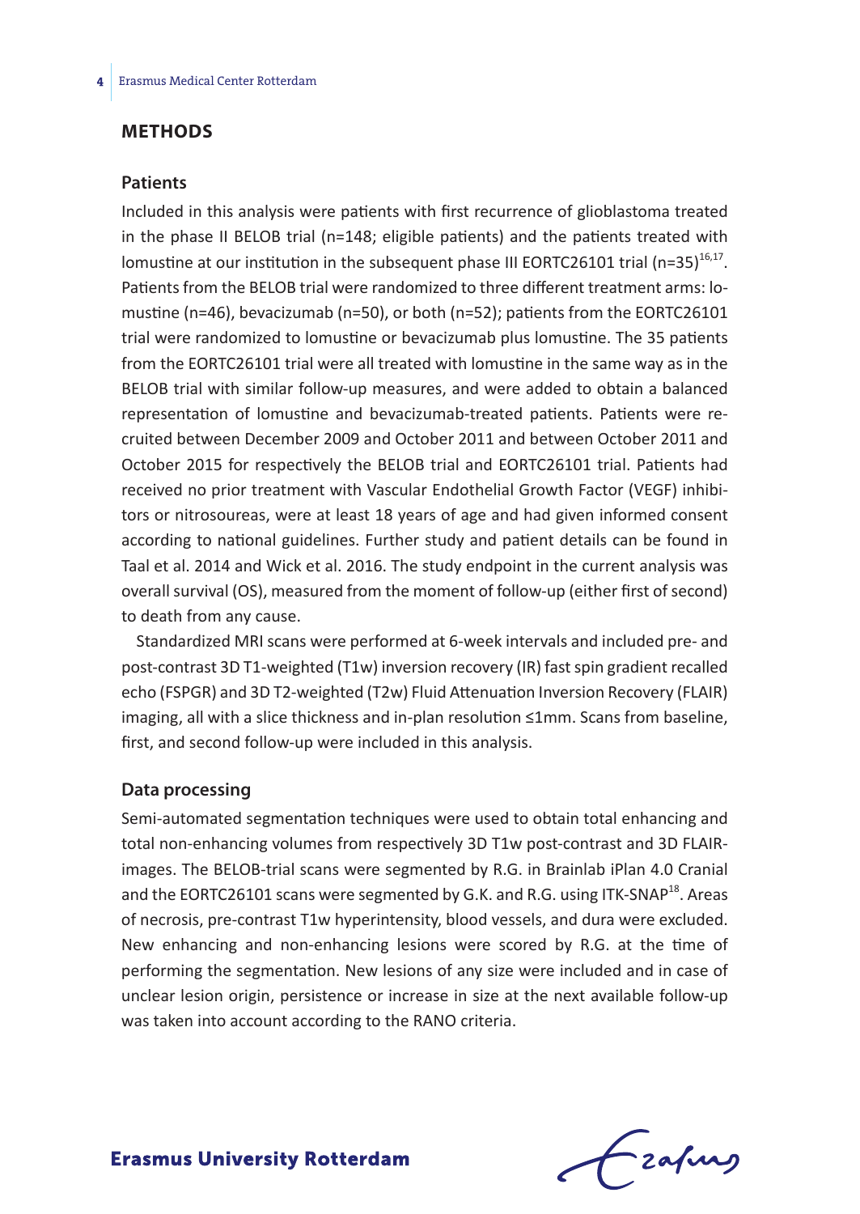## METHODS

### Patients

Included in this analysis were patients with first recurrence of glioblastoma treated in the phase II BELOB trial (n=148; eligible patients) and the patients treated with lomustine at our institution in the subsequent phase III EORTC26101 trial (n=35)[16,17]. Patients from the BELOB trial were randomized to three different treatment arms: lomustine (n=46), bevacizumab (n=50), or both (n=52); patients from the EORTC26101 trial were randomized to lomustine or bevacizumab plus lomustine. The 35 patients from the EORTC26101 trial were all treated with lomustine in the same way as in the BELOB trial with similar follow-up measures, and were added to obtain a balanced representation of lomustine and bevacizumab-treated patients. Patients were recruited between December 2009 and October 2011 and between October 2011 and October 2015 for respectively the BELOB trial and EORTC26101 trial. Patients had received no prior treatment with Vascular Endothelial Growth Factor (VEGF) inhibitors or nitrosoureas, were at least 18 years of age and had given informed consent according to national guidelines. Further study and patient details can be found in Taal et al. 2014 and Wick et al. 2016. The study endpoint in the current analysis was overall survival (OS), measured from the moment of follow-up (either first of second) to death from any cause.

Standardized MRI scans were performed at 6-week intervals and included pre- and post-contrast 3D T1-weighted (T1w) inversion recovery (IR) fast spin gradient recalled echo (FSPGR) and 3D T2-weighted (T2w) Fluid Attenuation Inversion Recovery (FLAIR) imaging, all with a slice thickness and in-plan resolution ≤1mm. Scans from baseline, first, and second follow-up were included in this analysis.

### Data processing

Semi-automated segmentation techniques were used to obtain total enhancing and total non-enhancing volumes from respectively 3D T1w post-contrast and 3D FLAIR-images. The BELOB-trial scans were segmented by R.G. in Brainlab iPlan 4.0 Cranial and the EORTC26101 scans were segmented by G.K. and R.G. using ITK-SNAP[18]. Areas of necrosis, pre-contrast T1w hyperintensity, blood vessels, and dura were excluded. New enhancing and non-enhancing lesions were scored by R.G. at the time of performing the segmentation. New lesions of any size were included and in case of unclear lesion origin, persistence or increase in size at the next available follow-up was taken into account according to the RANO criteria.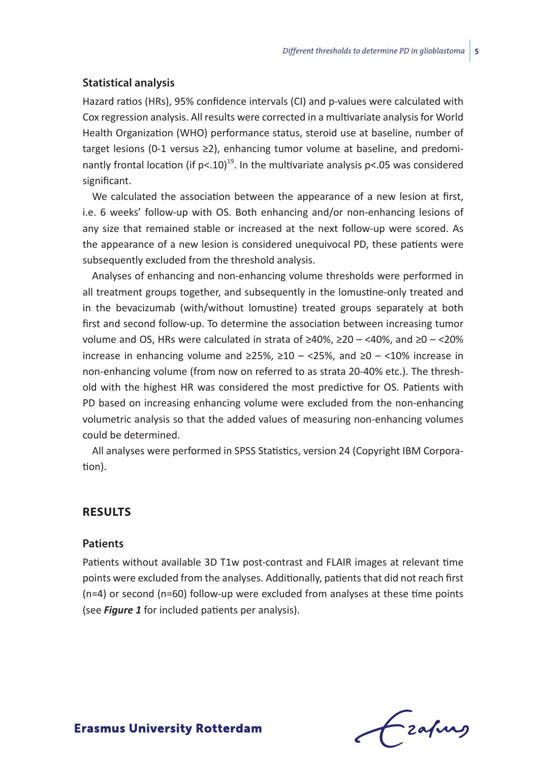### Statistical analysis

Hazard ratios (HRs), 95% confidence intervals (CI) and p-values were calculated with Cox regression analysis. All results were corrected in a multivariate analysis for World Health Organization (WHO) performance status, steroid use at baseline, number of target lesions (0-1 versus ≥2), enhancing tumor volume at baseline, and predominantly frontal location (if p<.10)[19]. In the multivariate analysis p<.05 was considered significant.

We calculated the association between the appearance of a new lesion at first, i.e. 6 weeks' follow-up with OS. Both enhancing and/or non-enhancing lesions of any size that remained stable or increased at the next follow-up were scored. As the appearance of a new lesion is considered unequivocal PD, these patients were subsequently excluded from the threshold analysis.

Analyses of enhancing and non-enhancing volume thresholds were performed in all treatment groups together, and subsequently in the lomustine-only treated and in the bevacizumab (with/without lomustine) treated groups separately at both first and second follow-up. To determine the association between increasing tumor volume and OS, HRs were calculated in strata of ≥40%, ≥20 – <40%, and ≥0 – <20% increase in enhancing volume and ≥25%, ≥10 – <25%, and ≥0 – <10% increase in non-enhancing volume (from now on referred to as strata 20-40% etc.). The threshold with the highest HR was considered the most predictive for OS. Patients with PD based on increasing enhancing volume were excluded from the non-enhancing volumetric analysis so that the added values of measuring non-enhancing volumes could be determined.

All analyses were performed in SPSS Statistics, version 24 (Copyright IBM Corporation).

## RESULTS

### Patients

Patients without available 3D T1w post-contrast and FLAIR images at relevant time points were excluded from the analyses. Additionally, patients that did not reach first (n=4) or second (n=60) follow-up were excluded from analyses at these time points (see ***Figure 1*** for included patients per analysis).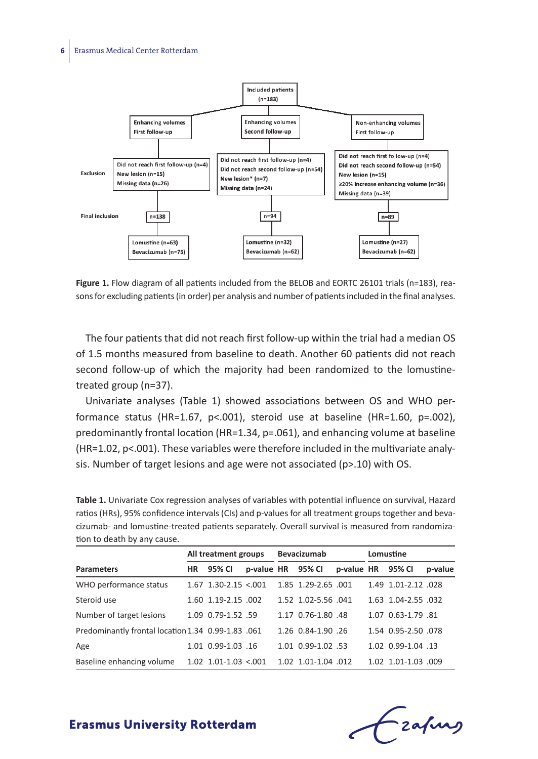Included patients (n=183)

| | Enhancing volumes First follow-up | Enhancing volumes Second follow-up | Non-enhancing volumes First follow-up |
|---|---|---|---|
| Exclusion | Did not reach first follow-up (n=4)<br>New lesion (n=15)<br>Missing data (n=26) | Did not reach first follow-up (n=4)<br>Did not reach second follow-up (n=54)<br>New lesion* (n=7)<br>Missing data (n=24) | Did not reach first follow-up (n=4)<br>Did not reach second follow-up (n=54)<br>New lesion (n=15)<br>≥20% increase enhancing volume (n=36)<br>Missing data (n=39) |
| Final inclusion | n=138 | n=94 | n=89 |
| | Lomustine (n=63)<br>Bevacizumab (n=75) | Lomustine (n=32)<br>Bevacizumab (n=62) | Lomustine (n=27)<br>Bevacizumab (n=62) |

**Figure 1.** Flow diagram of all patients included from the BELOB and EORTC 26101 trials (n=183), reasons for excluding patients (in order) per analysis and number of patients included in the final analyses.

The four patients that did not reach first follow-up within the trial had a median OS of 1.5 months measured from baseline to death. Another 60 patients did not reach second follow-up of which the majority had been randomized to the lomustine-treated group (n=37).

Univariate analyses (Table 1) showed associations between OS and WHO performance status (HR=1.67, p<.001), steroid use at baseline (HR=1.60, p=.002), predominantly frontal location (HR=1.34, p=.061), and enhancing volume at baseline (HR=1.02, p<.001). These variables were therefore included in the multivariate analysis. Number of target lesions and age were not associated (p>.10) with OS.

**Table 1.** Univariate Cox regression analyses of variables with potential influence on survival, Hazard ratios (HRs), 95% confidence intervals (CIs) and p-values for all treatment groups together and bevacizumab- and lomustine-treated patients separately. Overall survival is measured from randomization to death by any cause.

| | All treatment groups | | | Bevacizumab | | | Lomustine | | |
|---|---|---|---|---|---|---|---|---|---|
| **Parameters** | **HR** | **95% CI** | **p-value** | **HR** | **95% CI** | **p-value** | **HR** | **95% CI** | **p-value** |
| WHO performance status | 1.67 | 1.30-2.15 | <.001 | 1.85 | 1.29-2.65 | .001 | 1.49 | 1.01-2.12 | .028 |
| Steroid use | 1.60 | 1.19-2.15 | .002 | 1.52 | 1.02-5.56 | .041 | 1.63 | 1.04-2.55 | .032 |
| Number of target lesions | 1.09 | 0.79-1.52 | .59 | 1.17 | 0.76-1.80 | .48 | 1.07 | 0.63-1.79 | .81 |
| Predominantly frontal location | 1.34 | 0.99-1.83 | .061 | 1.26 | 0.84-1.90 | .26 | 1.54 | 0.95-2.50 | .078 |
| Age | 1.01 | 0.99-1.03 | .16 | 1.01 | 0.99-1.02 | .53 | 1.02 | 0.99-1.04 | .13 |
| Baseline enhancing volume | 1.02 | 1.01-1.03 | <.001 | 1.02 | 1.01-1.04 | .012 | 1.02 | 1.01-1.03 | .009 |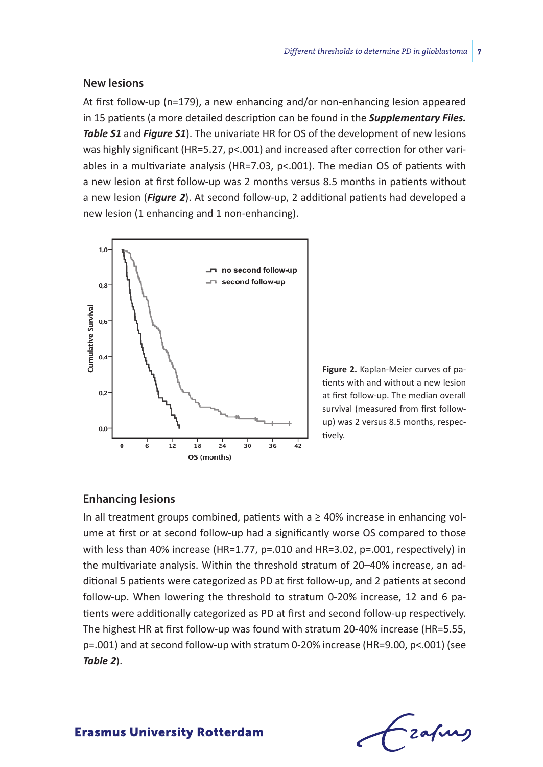## New lesions

At first follow-up (n=179), a new enhancing and/or non-enhancing lesion appeared in 15 patients (a more detailed description can be found in the ***Supplementary Files. Table S1*** and ***Figure S1***). The univariate HR for OS of the development of new lesions was highly significant (HR=5.27, p<.001) and increased after correction for other variables in a multivariate analysis (HR=7.03, p<.001). The median OS of patients with a new lesion at first follow-up was 2 months versus 8.5 months in patients without a new lesion (***Figure 2***). At second follow-up, 2 additional patients had developed a new lesion (1 enhancing and 1 non-enhancing).

**Figure 2.** Kaplan-Meier curves of patients with and without a new lesion at first follow-up. The median overall survival (measured from first follow-up) was 2 versus 8.5 months, respectively.

## Enhancing lesions

In all treatment groups combined, patients with a ≥ 40% increase in enhancing volume at first or at second follow-up had a significantly worse OS compared to those with less than 40% increase (HR=1.77, p=.010 and HR=3.02, p=.001, respectively) in the multivariate analysis. Within the threshold stratum of 20–40% increase, an additional 5 patients were categorized as PD at first follow-up, and 2 patients at second follow-up. When lowering the threshold to stratum 0-20% increase, 12 and 6 patients were additionally categorized as PD at first and second follow-up respectively. The highest HR at first follow-up was found with stratum 20-40% increase (HR=5.55, p=.001) and at second follow-up with stratum 0-20% increase (HR=9.00, p<.001) (see ***Table 2***).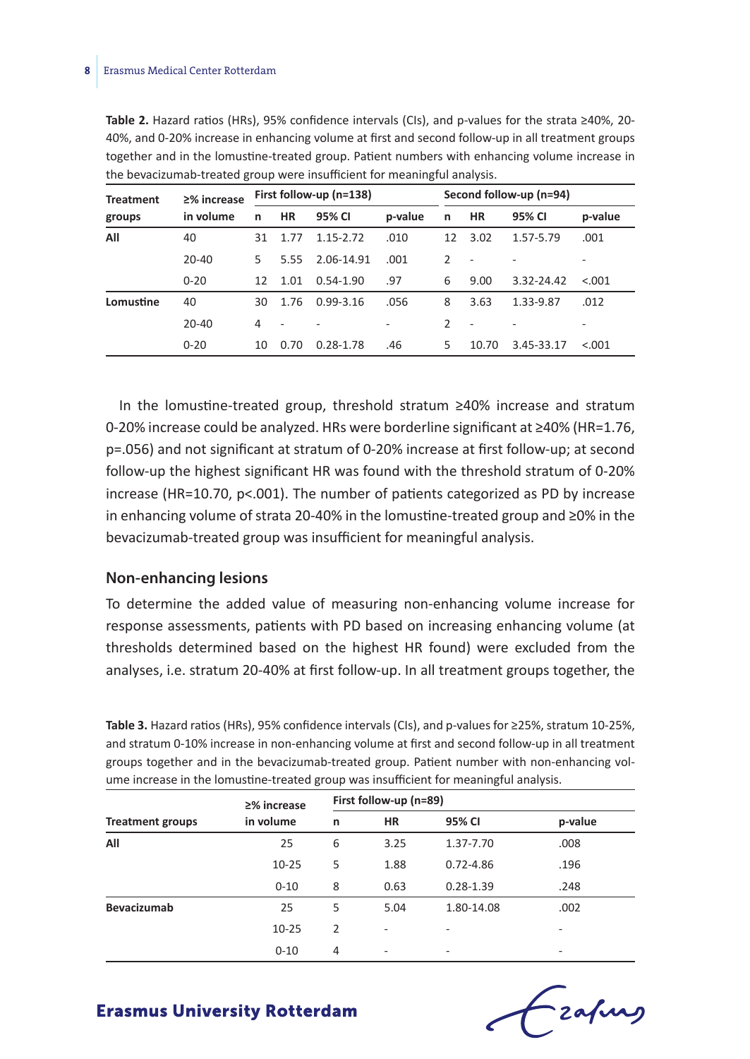**Table 2.** Hazard ratios (HRs), 95% confidence intervals (CIs), and p-values for the strata ≥40%, 20-40%, and 0-20% increase in enhancing volume at first and second follow-up in all treatment groups together and in the lomustine-treated group. Patient numbers with enhancing volume increase in the bevacizumab-treated group were insufficient for meaningful analysis.

| Treatment groups | ≥% increase in volume | First follow-up (n=138) | | | | Second follow-up (n=94) | | | |
|---|---|---|---|---|---|---|---|---|---|
| | | n | HR | 95% CI | p-value | n | HR | 95% CI | p-value |
| **All** | 40 | 31 | 1.77 | 1.15-2.72 | .010 | 12 | 3.02 | 1.57-5.79 | .001 |
| | 20-40 | 5 | 5.55 | 2.06-14.91 | .001 | 2 | - | - | - |
| | 0-20 | 12 | 1.01 | 0.54-1.90 | .97 | 6 | 9.00 | 3.32-24.42 | <.001 |
| **Lomustine** | 40 | 30 | 1.76 | 0.99-3.16 | .056 | 8 | 3.63 | 1.33-9.87 | .012 |
| | 20-40 | 4 | - | - | - | 2 | - | - | - |
| | 0-20 | 10 | 0.70 | 0.28-1.78 | .46 | 5 | 10.70 | 3.45-33.17 | <.001 |

In the lomustine-treated group, threshold stratum ≥40% increase and stratum 0-20% increase could be analyzed. HRs were borderline significant at ≥40% (HR=1.76, p=.056) and not significant at stratum of 0-20% increase at first follow-up; at second follow-up the highest significant HR was found with the threshold stratum of 0-20% increase (HR=10.70, p<.001). The number of patients categorized as PD by increase in enhancing volume of strata 20-40% in the lomustine-treated group and ≥0% in the bevacizumab-treated group was insufficient for meaningful analysis.

### Non-enhancing lesions

To determine the added value of measuring non-enhancing volume increase for response assessments, patients with PD based on increasing enhancing volume (at thresholds determined based on the highest HR found) were excluded from the analyses, i.e. stratum 20-40% at first follow-up. In all treatment groups together, the

**Table 3.** Hazard ratios (HRs), 95% confidence intervals (CIs), and p-values for ≥25%, stratum 10-25%, and stratum 0-10% increase in non-enhancing volume at first and second follow-up in all treatment groups together and in the bevacizumab-treated group. Patient number with non-enhancing volume increase in the lomustine-treated group was insufficient for meaningful analysis.

| Treatment groups | ≥% increase in volume | First follow-up (n=89) | | | |
|---|---|---|---|---|---|
| | | n | HR | 95% CI | p-value |
| **All** | 25 | 6 | 3.25 | 1.37-7.70 | .008 |
| | 10-25 | 5 | 1.88 | 0.72-4.86 | .196 |
| | 0-10 | 8 | 0.63 | 0.28-1.39 | .248 |
| **Bevacizumab** | 25 | 5 | 5.04 | 1.80-14.08 | .002 |
| | 10-25 | 2 | - | - | - |
| | 0-10 | 4 | - | - | - |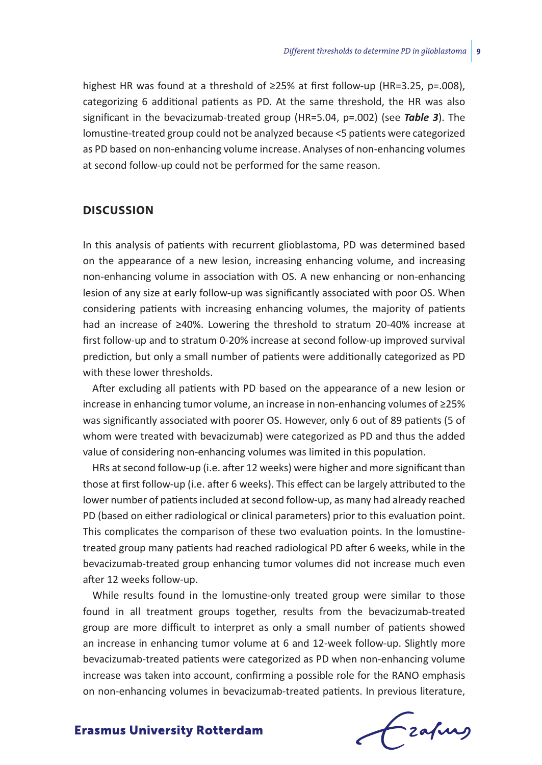highest HR was found at a threshold of ≥25% at first follow-up (HR=3.25, p=.008), categorizing 6 additional patients as PD. At the same threshold, the HR was also significant in the bevacizumab-treated group (HR=5.04, p=.002) (see ***Table 3***). The lomustine-treated group could not be analyzed because <5 patients were categorized as PD based on non-enhancing volume increase. Analyses of non-enhancing volumes at second follow-up could not be performed for the same reason.

## DISCUSSION

In this analysis of patients with recurrent glioblastoma, PD was determined based on the appearance of a new lesion, increasing enhancing volume, and increasing non-enhancing volume in association with OS. A new enhancing or non-enhancing lesion of any size at early follow-up was significantly associated with poor OS. When considering patients with increasing enhancing volumes, the majority of patients had an increase of ≥40%. Lowering the threshold to stratum 20-40% increase at first follow-up and to stratum 0-20% increase at second follow-up improved survival prediction, but only a small number of patients were additionally categorized as PD with these lower thresholds.

After excluding all patients with PD based on the appearance of a new lesion or increase in enhancing tumor volume, an increase in non-enhancing volumes of ≥25% was significantly associated with poorer OS. However, only 6 out of 89 patients (5 of whom were treated with bevacizumab) were categorized as PD and thus the added value of considering non-enhancing volumes was limited in this population.

HRs at second follow-up (i.e. after 12 weeks) were higher and more significant than those at first follow-up (i.e. after 6 weeks). This effect can be largely attributed to the lower number of patients included at second follow-up, as many had already reached PD (based on either radiological or clinical parameters) prior to this evaluation point. This complicates the comparison of these two evaluation points. In the lomustine-treated group many patients had reached radiological PD after 6 weeks, while in the bevacizumab-treated group enhancing tumor volumes did not increase much even after 12 weeks follow-up.

While results found in the lomustine-only treated group were similar to those found in all treatment groups together, results from the bevacizumab-treated group are more difficult to interpret as only a small number of patients showed an increase in enhancing tumor volume at 6 and 12-week follow-up. Slightly more bevacizumab-treated patients were categorized as PD when non-enhancing volume increase was taken into account, confirming a possible role for the RANO emphasis on non-enhancing volumes in bevacizumab-treated patients. In previous literature,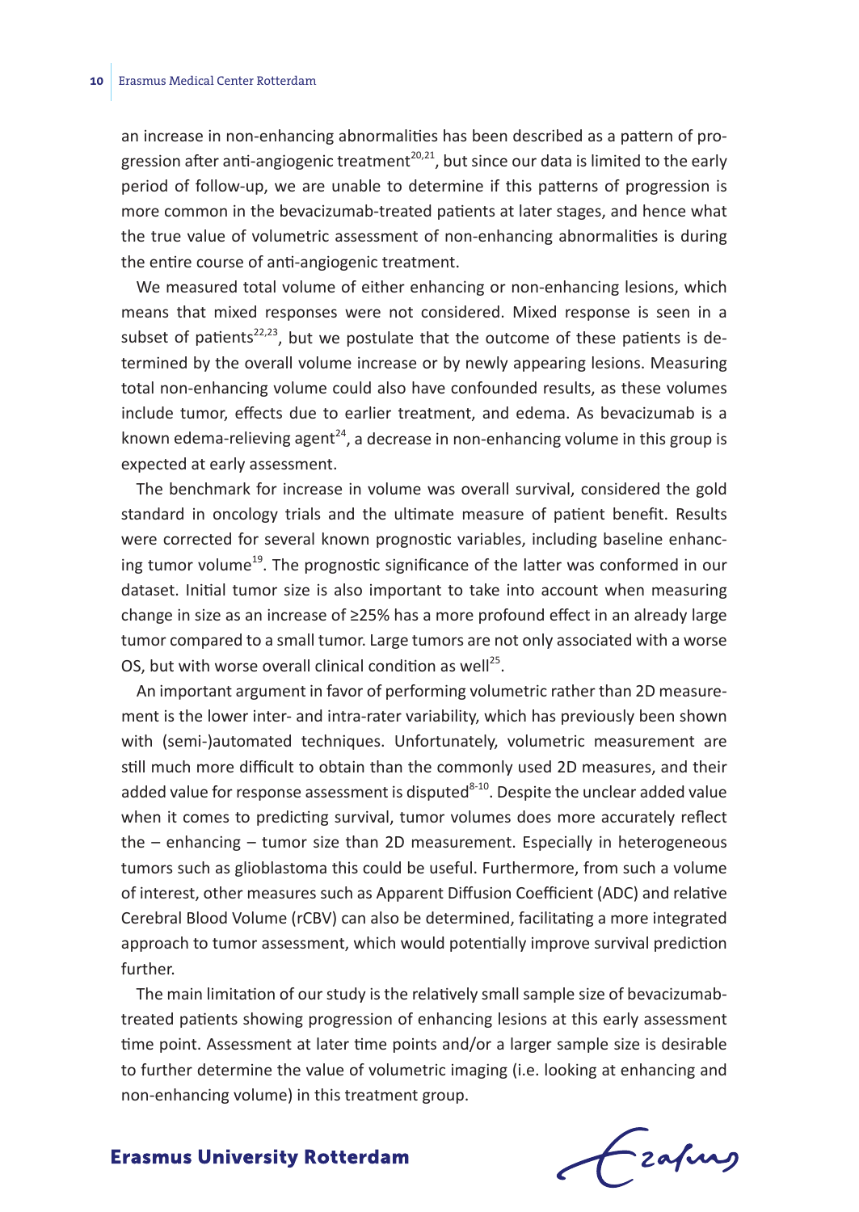an increase in non-enhancing abnormalities has been described as a pattern of progression after anti-angiogenic treatment[20,21], but since our data is limited to the early period of follow-up, we are unable to determine if this patterns of progression is more common in the bevacizumab-treated patients at later stages, and hence what the true value of volumetric assessment of non-enhancing abnormalities is during the entire course of anti-angiogenic treatment.

We measured total volume of either enhancing or non-enhancing lesions, which means that mixed responses were not considered. Mixed response is seen in a subset of patients[22,23], but we postulate that the outcome of these patients is determined by the overall volume increase or by newly appearing lesions. Measuring total non-enhancing volume could also have confounded results, as these volumes include tumor, effects due to earlier treatment, and edema. As bevacizumab is a known edema-relieving agent[24], a decrease in non-enhancing volume in this group is expected at early assessment.

The benchmark for increase in volume was overall survival, considered the gold standard in oncology trials and the ultimate measure of patient benefit. Results were corrected for several known prognostic variables, including baseline enhancing tumor volume[19]. The prognostic significance of the latter was conformed in our dataset. Initial tumor size is also important to take into account when measuring change in size as an increase of ≥25% has a more profound effect in an already large tumor compared to a small tumor. Large tumors are not only associated with a worse OS, but with worse overall clinical condition as well[25].

An important argument in favor of performing volumetric rather than 2D measurement is the lower inter- and intra-rater variability, which has previously been shown with (semi-)automated techniques. Unfortunately, volumetric measurement are still much more difficult to obtain than the commonly used 2D measures, and their added value for response assessment is disputed[8-10]. Despite the unclear added value when it comes to predicting survival, tumor volumes does more accurately reflect the – enhancing – tumor size than 2D measurement. Especially in heterogeneous tumors such as glioblastoma this could be useful. Furthermore, from such a volume of interest, other measures such as Apparent Diffusion Coefficient (ADC) and relative Cerebral Blood Volume (rCBV) can also be determined, facilitating a more integrated approach to tumor assessment, which would potentially improve survival prediction further.

The main limitation of our study is the relatively small sample size of bevacizumab-treated patients showing progression of enhancing lesions at this early assessment time point. Assessment at later time points and/or a larger sample size is desirable to further determine the value of volumetric imaging (i.e. looking at enhancing and non-enhancing volume) in this treatment group.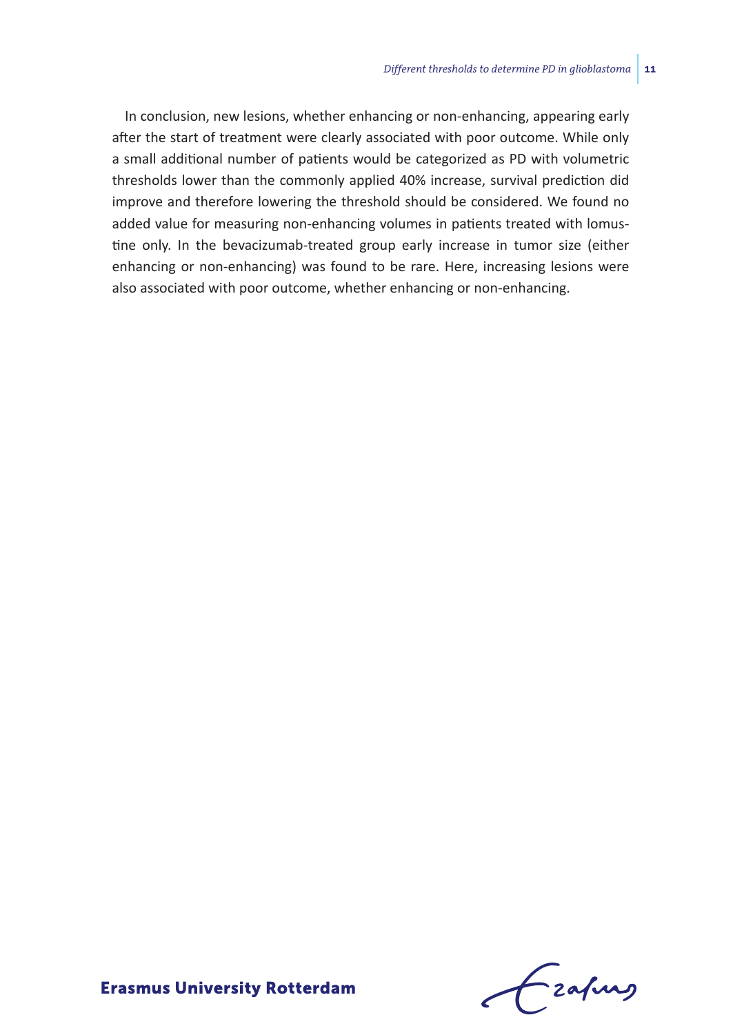In conclusion, new lesions, whether enhancing or non-enhancing, appearing early after the start of treatment were clearly associated with poor outcome. While only a small additional number of patients would be categorized as PD with volumetric thresholds lower than the commonly applied 40% increase, survival prediction did improve and therefore lowering the threshold should be considered. We found no added value for measuring non-enhancing volumes in patients treated with lomustine only. In the bevacizumab-treated group early increase in tumor size (either enhancing or non-enhancing) was found to be rare. Here, increasing lesions were also associated with poor outcome, whether enhancing or non-enhancing.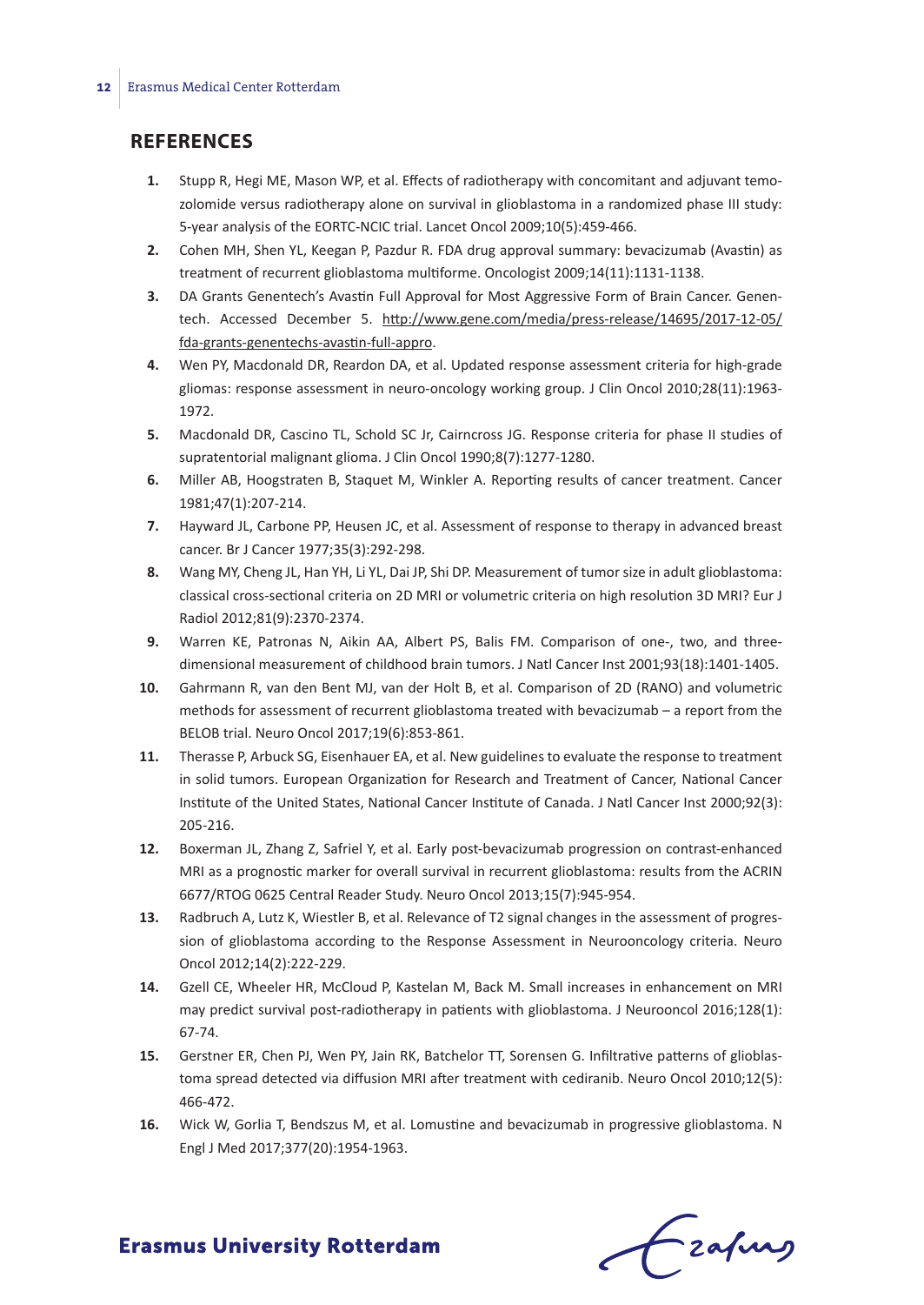## REFERENCES

1. Stupp R, Hegi ME, Mason WP, et al. Effects of radiotherapy with concomitant and adjuvant temozolomide versus radiotherapy alone on survival in glioblastoma in a randomized phase III study: 5-year analysis of the EORTC-NCIC trial. Lancet Oncol 2009;10(5):459-466.
2. Cohen MH, Shen YL, Keegan P, Pazdur R. FDA drug approval summary: bevacizumab (Avastin) as treatment of recurrent glioblastoma multiforme. Oncologist 2009;14(11):1131-1138.
3. DA Grants Genentech's Avastin Full Approval for Most Aggressive Form of Brain Cancer. Genentech. Accessed December 5. http://www.gene.com/media/press-release/14695/2017-12-05/fda-grants-genentechs-avastin-full-appro.
4. Wen PY, Macdonald DR, Reardon DA, et al. Updated response assessment criteria for high-grade gliomas: response assessment in neuro-oncology working group. J Clin Oncol 2010;28(11):1963-1972.
5. Macdonald DR, Cascino TL, Schold SC Jr, Cairncross JG. Response criteria for phase II studies of supratentorial malignant glioma. J Clin Oncol 1990;8(7):1277-1280.
6. Miller AB, Hoogstraten B, Staquet M, Winkler A. Reporting results of cancer treatment. Cancer 1981;47(1):207-214.
7. Hayward JL, Carbone PP, Heusen JC, et al. Assessment of response to therapy in advanced breast cancer. Br J Cancer 1977;35(3):292-298.
8. Wang MY, Cheng JL, Han YH, Li YL, Dai JP, Shi DP. Measurement of tumor size in adult glioblastoma: classical cross-sectional criteria on 2D MRI or volumetric criteria on high resolution 3D MRI? Eur J Radiol 2012;81(9):2370-2374.
9. Warren KE, Patronas N, Aikin AA, Albert PS, Balis FM. Comparison of one-, two, and three-dimensional measurement of childhood brain tumors. J Natl Cancer Inst 2001;93(18):1401-1405.
10. Gahrmann R, van den Bent MJ, van der Holt B, et al. Comparison of 2D (RANO) and volumetric methods for assessment of recurrent glioblastoma treated with bevacizumab – a report from the BELOB trial. Neuro Oncol 2017;19(6):853-861.
11. Therasse P, Arbuck SG, Eisenhauer EA, et al. New guidelines to evaluate the response to treatment in solid tumors. European Organization for Research and Treatment of Cancer, National Cancer Institute of the United States, National Cancer Institute of Canada. J Natl Cancer Inst 2000;92(3): 205-216.
12. Boxerman JL, Zhang Z, Safriel Y, et al. Early post-bevacizumab progression on contrast-enhanced MRI as a prognostic marker for overall survival in recurrent glioblastoma: results from the ACRIN 6677/RTOG 0625 Central Reader Study. Neuro Oncol 2013;15(7):945-954.
13. Radbruch A, Lutz K, Wiestler B, et al. Relevance of T2 signal changes in the assessment of progression of glioblastoma according to the Response Assessment in Neurooncology criteria. Neuro Oncol 2012;14(2):222-229.
14. Gzell CE, Wheeler HR, McCloud P, Kastelan M, Back M. Small increases in enhancement on MRI may predict survival post-radiotherapy in patients with glioblastoma. J Neurooncol 2016;128(1): 67-74.
15. Gerstner ER, Chen PJ, Wen PY, Jain RK, Batchelor TT, Sorensen G. Infiltrative patterns of glioblastoma spread detected via diffusion MRI after treatment with cediranib. Neuro Oncol 2010;12(5): 466-472.
16. Wick W, Gorlia T, Bendszus M, et al. Lomustine and bevacizumab in progressive glioblastoma. N Engl J Med 2017;377(20):1954-1963.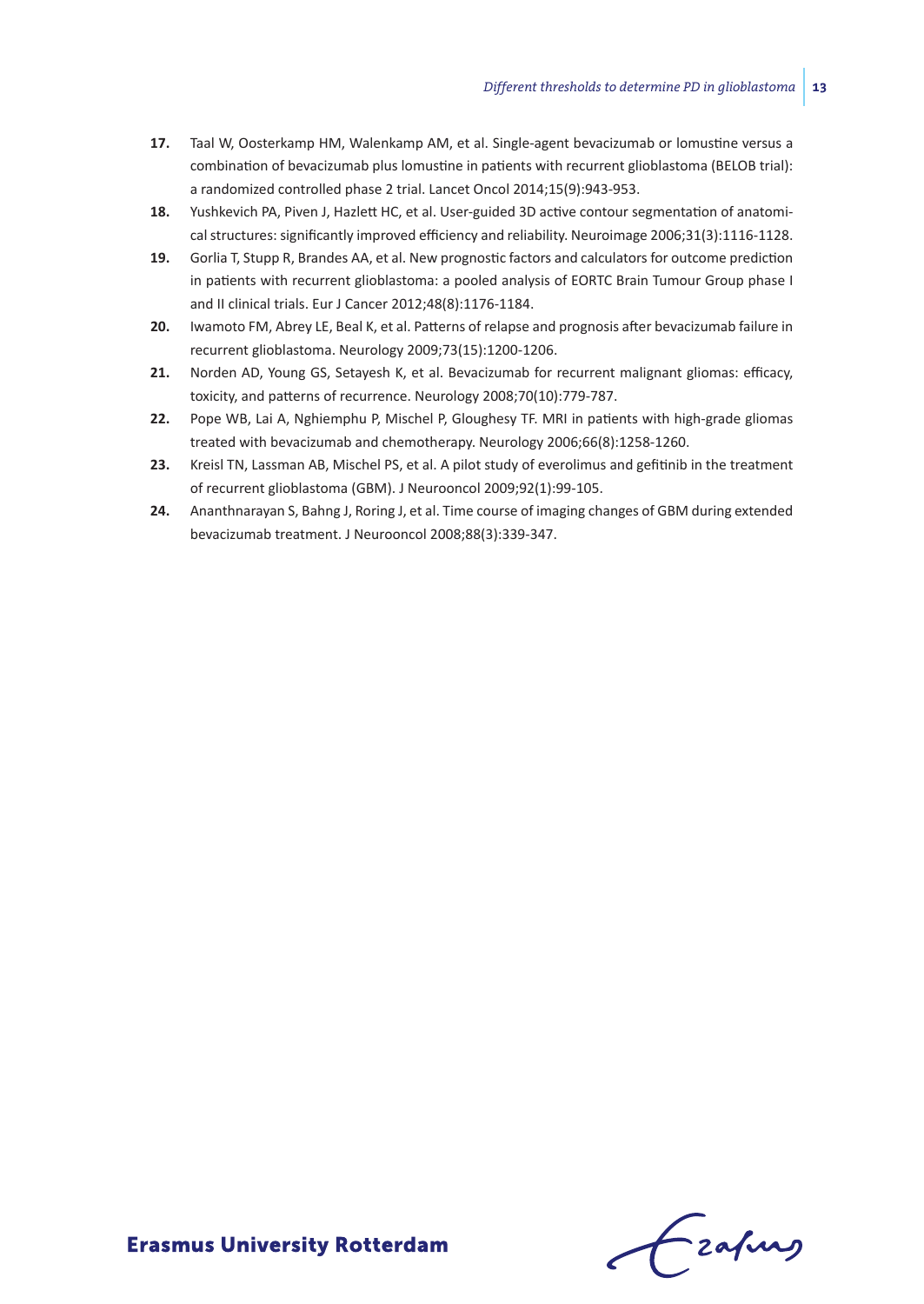17. Taal W, Oosterkamp HM, Walenkamp AM, et al. Single-agent bevacizumab or lomustine versus a combination of bevacizumab plus lomustine in patients with recurrent glioblastoma (BELOB trial): a randomized controlled phase 2 trial. Lancet Oncol 2014;15(9):943-953.
18. Yushkevich PA, Piven J, Hazlett HC, et al. User-guided 3D active contour segmentation of anatomical structures: significantly improved efficiency and reliability. Neuroimage 2006;31(3):1116-1128.
19. Gorlia T, Stupp R, Brandes AA, et al. New prognostic factors and calculators for outcome prediction in patients with recurrent glioblastoma: a pooled analysis of EORTC Brain Tumour Group phase I and II clinical trials. Eur J Cancer 2012;48(8):1176-1184.
20. Iwamoto FM, Abrey LE, Beal K, et al. Patterns of relapse and prognosis after bevacizumab failure in recurrent glioblastoma. Neurology 2009;73(15):1200-1206.
21. Norden AD, Young GS, Setayesh K, et al. Bevacizumab for recurrent malignant gliomas: efficacy, toxicity, and patterns of recurrence. Neurology 2008;70(10):779-787.
22. Pope WB, Lai A, Nghiemphu P, Mischel P, Gloughesy TF. MRI in patients with high-grade gliomas treated with bevacizumab and chemotherapy. Neurology 2006;66(8):1258-1260.
23. Kreisl TN, Lassman AB, Mischel PS, et al. A pilot study of everolimus and gefitinib in the treatment of recurrent glioblastoma (GBM). J Neurooncol 2009;92(1):99-105.
24. Ananthnarayan S, Bahng J, Roring J, et al. Time course of imaging changes of GBM during extended bevacizumab treatment. J Neurooncol 2008;88(3):339-347.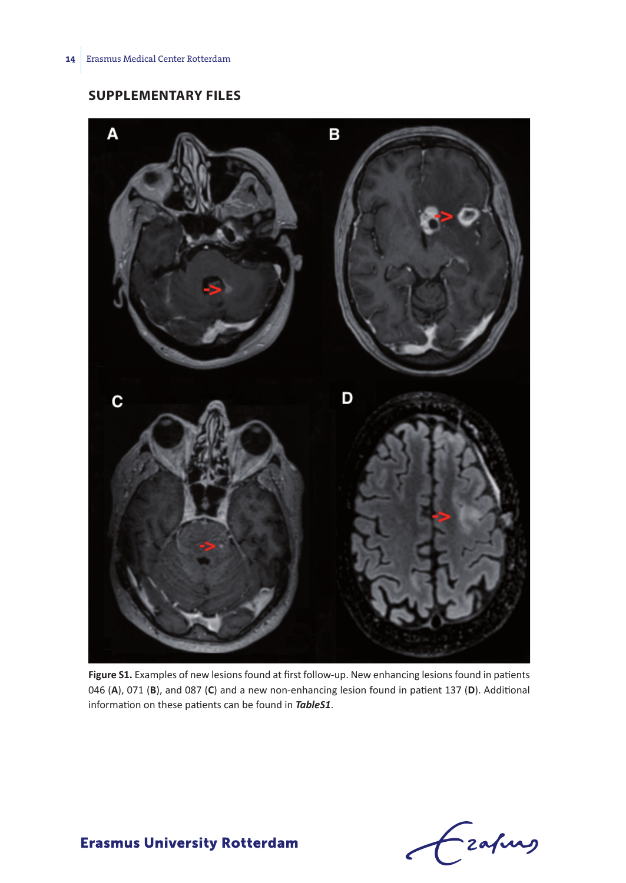## SUPPLEMENTARY FILES

**Figure S1.** Examples of new lesions found at first follow-up. New enhancing lesions found in patients 046 (**A**), 071 (**B**), and 087 (**C**) and a new non-enhancing lesion found in patient 137 (**D**). Additional information on these patients can be found in ***TableS1***.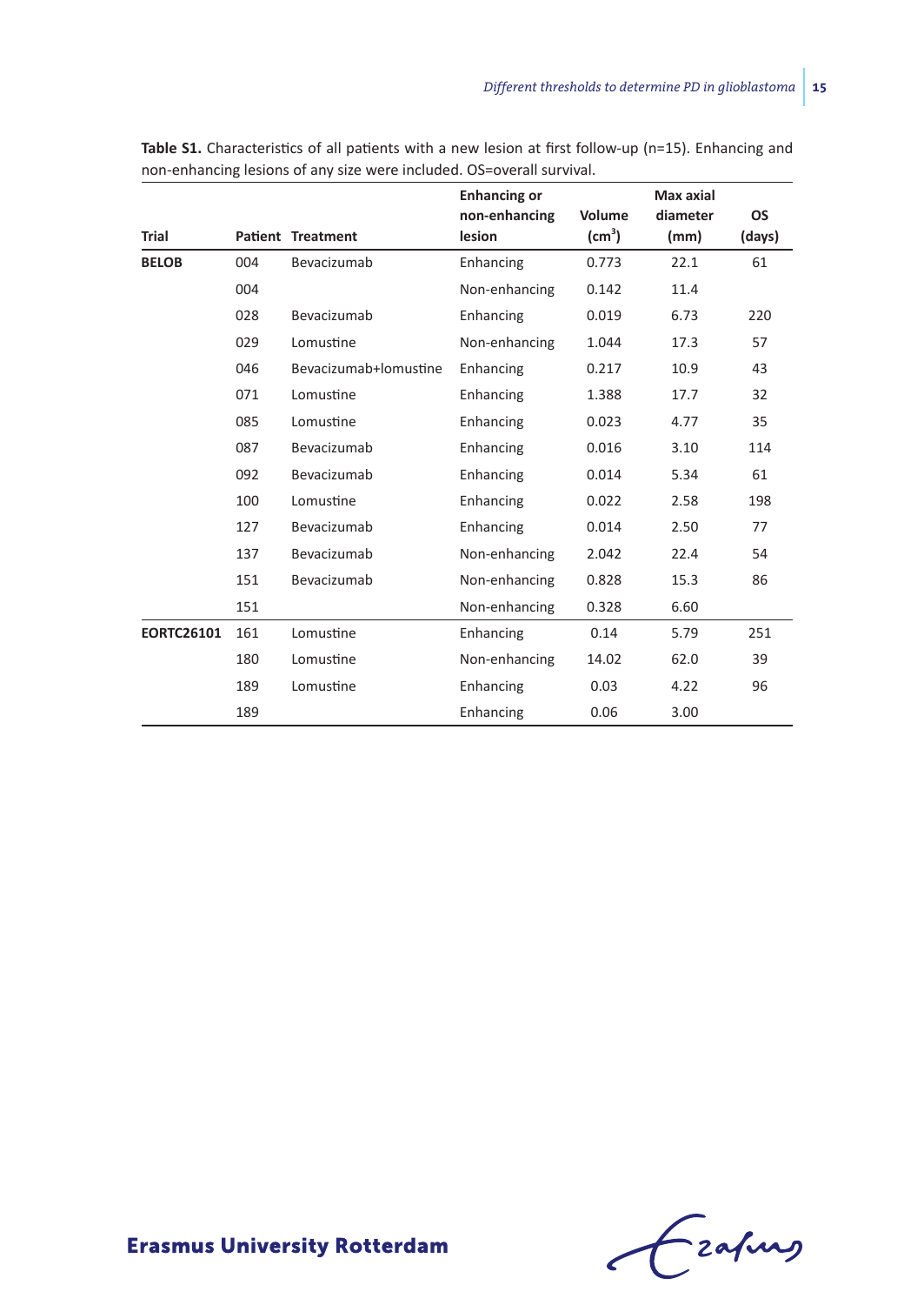**Table S1.** Characteristics of all patients with a new lesion at first follow-up (n=15). Enhancing and non-enhancing lesions of any size were included. OS=overall survival.

| Trial | Patient | Treatment | Enhancing or non-enhancing lesion | Volume ($cm^3$) | Max axial diameter (mm) | OS (days) |
|---|---|---|---|---|---|---|
| **BELOB** | 004 | Bevacizumab | Enhancing | 0.773 | 22.1 | 61 |
| | 004 | | Non-enhancing | 0.142 | 11.4 | |
| | 028 | Bevacizumab | Enhancing | 0.019 | 6.73 | 220 |
| | 029 | Lomustine | Non-enhancing | 1.044 | 17.3 | 57 |
| | 046 | Bevacizumab+lomustine | Enhancing | 0.217 | 10.9 | 43 |
| | 071 | Lomustine | Enhancing | 1.388 | 17.7 | 32 |
| | 085 | Lomustine | Enhancing | 0.023 | 4.77 | 35 |
| | 087 | Bevacizumab | Enhancing | 0.016 | 3.10 | 114 |
| | 092 | Bevacizumab | Enhancing | 0.014 | 5.34 | 61 |
| | 100 | Lomustine | Enhancing | 0.022 | 2.58 | 198 |
| | 127 | Bevacizumab | Enhancing | 0.014 | 2.50 | 77 |
| | 137 | Bevacizumab | Non-enhancing | 2.042 | 22.4 | 54 |
| | 151 | Bevacizumab | Non-enhancing | 0.828 | 15.3 | 86 |
| | 151 | | Non-enhancing | 0.328 | 6.60 | |
| **EORTC26101** | 161 | Lomustine | Enhancing | 0.14 | 5.79 | 251 |
| | 180 | Lomustine | Non-enhancing | 14.02 | 62.0 | 39 |
| | 189 | Lomustine | Enhancing | 0.03 | 4.22 | 96 |
| | 189 | | Enhancing | 0.06 | 3.00 | |